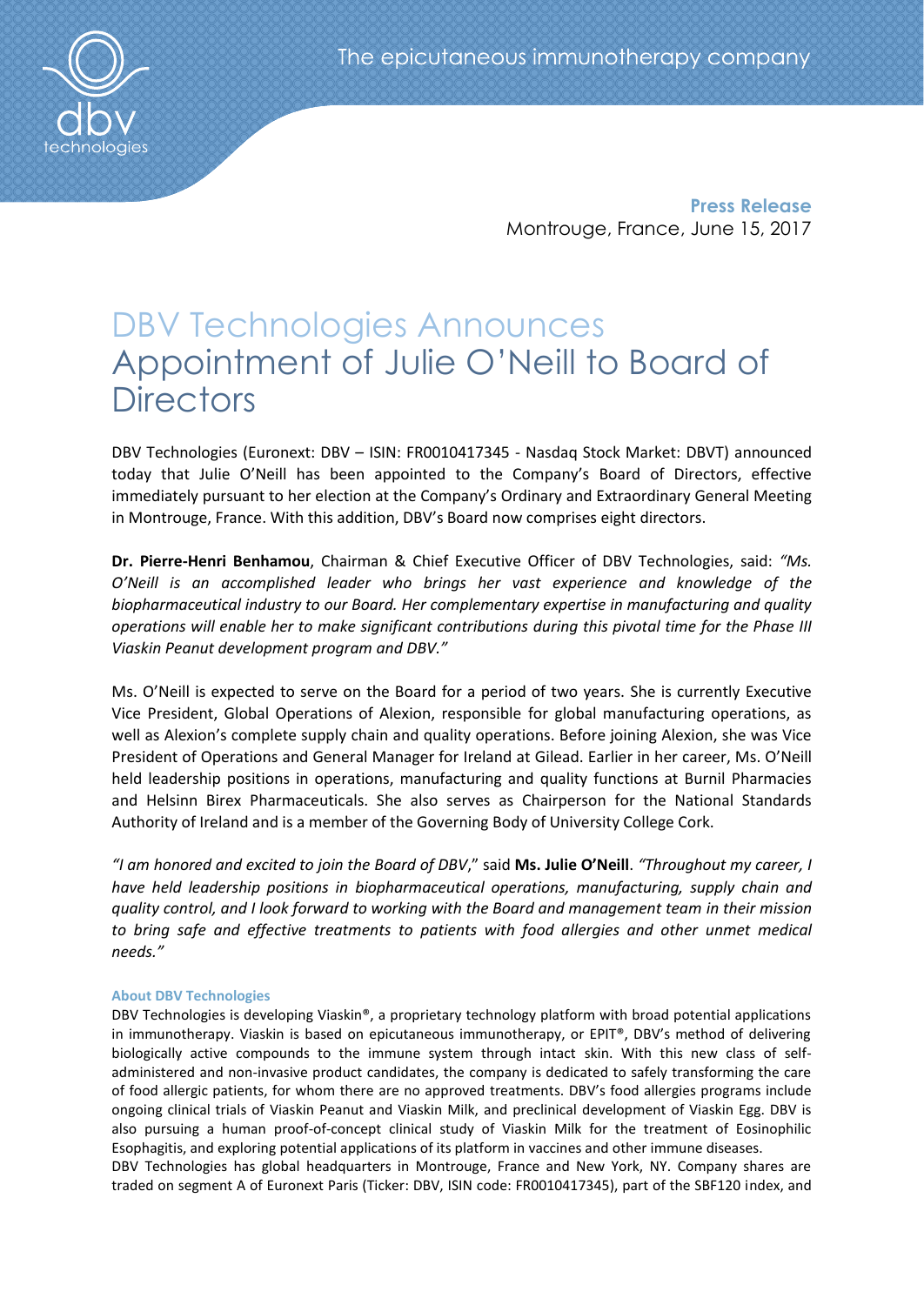The epicutaneous immunotherapy company

**Press Release**
Montrouge, France, June 15, 2017

# DBV Technologies Announces Appointment of Julie O'Neill to Board of Directors

DBV Technologies (Euronext: DBV – ISIN: FR0010417345 - Nasdaq Stock Market: DBVT) announced today that Julie O'Neill has been appointed to the Company's Board of Directors, effective immediately pursuant to her election at the Company's Ordinary and Extraordinary General Meeting in Montrouge, France. With this addition, DBV's Board now comprises eight directors.

**Dr. Pierre-Henri Benhamou**, Chairman & Chief Executive Officer of DBV Technologies, said: *"Ms. O'Neill is an accomplished leader who brings her vast experience and knowledge of the biopharmaceutical industry to our Board. Her complementary expertise in manufacturing and quality operations will enable her to make significant contributions during this pivotal time for the Phase III Viaskin Peanut development program and DBV."*

Ms. O'Neill is expected to serve on the Board for a period of two years. She is currently Executive Vice President, Global Operations of Alexion, responsible for global manufacturing operations, as well as Alexion's complete supply chain and quality operations. Before joining Alexion, she was Vice President of Operations and General Manager for Ireland at Gilead. Earlier in her career, Ms. O'Neill held leadership positions in operations, manufacturing and quality functions at Burnil Pharmacies and Helsinn Birex Pharmaceuticals. She also serves as Chairperson for the National Standards Authority of Ireland and is a member of the Governing Body of University College Cork.

*"I am honored and excited to join the Board of DBV*," said **Ms. Julie O'Neill**. *"Throughout my career, I have held leadership positions in biopharmaceutical operations, manufacturing, supply chain and quality control, and I look forward to working with the Board and management team in their mission to bring safe and effective treatments to patients with food allergies and other unmet medical needs."*

#### About DBV Technologies

DBV Technologies is developing Viaskin®, a proprietary technology platform with broad potential applications in immunotherapy. Viaskin is based on epicutaneous immunotherapy, or EPIT®, DBV's method of delivering biologically active compounds to the immune system through intact skin. With this new class of self-administered and non-invasive product candidates, the company is dedicated to safely transforming the care of food allergic patients, for whom there are no approved treatments. DBV's food allergies programs include ongoing clinical trials of Viaskin Peanut and Viaskin Milk, and preclinical development of Viaskin Egg. DBV is also pursuing a human proof-of-concept clinical study of Viaskin Milk for the treatment of Eosinophilic Esophagitis, and exploring potential applications of its platform in vaccines and other immune diseases.
DBV Technologies has global headquarters in Montrouge, France and New York, NY. Company shares are traded on segment A of Euronext Paris (Ticker: DBV, ISIN code: FR0010417345), part of the SBF120 index, and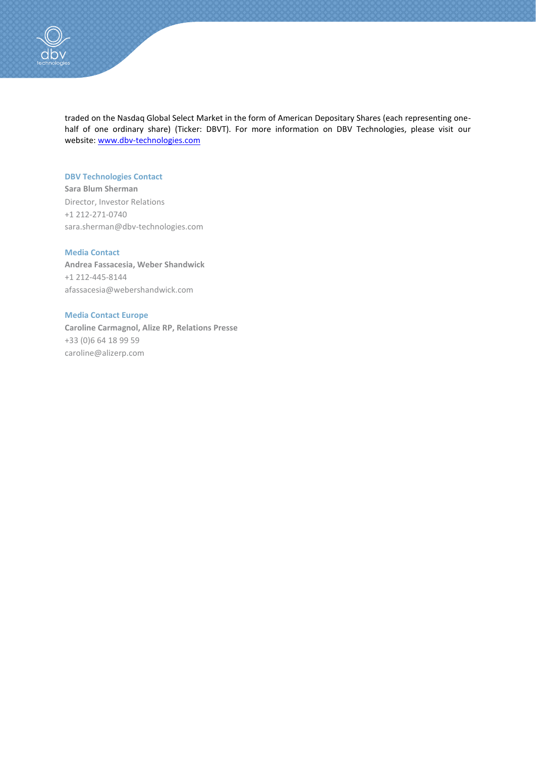traded on the Nasdaq Global Select Market in the form of American Depositary Shares (each representing one-half of one ordinary share) (Ticker: DBVT). For more information on DBV Technologies, please visit our website: [www.dbv-technologies.com](http://www.dbv-technologies.com)

**DBV Technologies Contact**
**Sara Blum Sherman**
Director, Investor Relations
+1 212-271-0740
sara.sherman@dbv-technologies.com

**Media Contact**
**Andrea Fassacesia, Weber Shandwick**
+1 212-445-8144
afassacesia@webershandwick.com

**Media Contact Europe**
**Caroline Carmagnol, Alize RP, Relations Presse**
+33 (0)6 64 18 99 59
caroline@alizerp.com